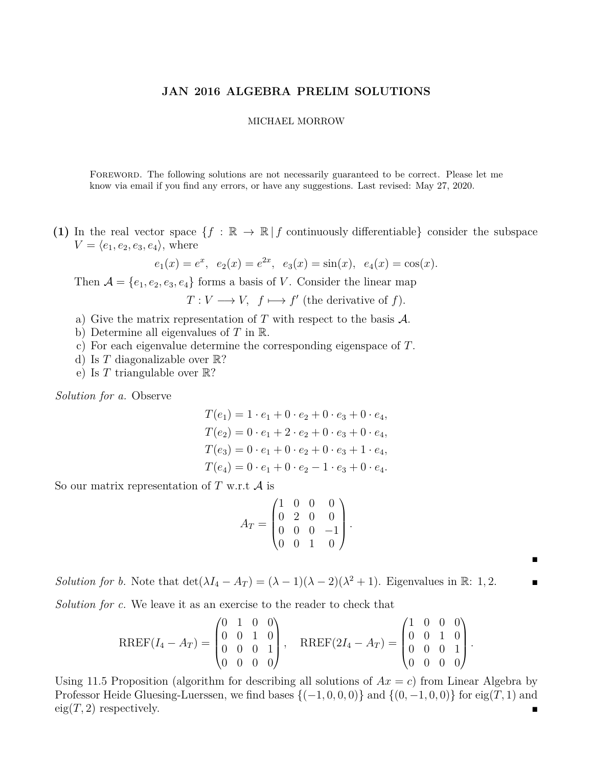# JAN 2016 ALGEBRA PRELIM SOLUTIONS

MICHAEL MORROW

Foreword. The following solutions are not necessarily guaranteed to be correct. Please let me know via email if you find any errors, or have any suggestions. Last revised: May 27, 2020.

**(1)** In the real vector space $\{f : \mathbb{R} \to \mathbb{R} \,|\, f \text{ continuously differentiable}\}$ consider the subspace $V = \langle e_1, e_2, e_3, e_4 \rangle$, where

$$e_1(x) = e^x, \;\; e_2(x) = e^{2x}, \;\; e_3(x) = \sin(x), \;\; e_4(x) = \cos(x).$$

Then $\mathcal{A} = \{e_1, e_2, e_3, e_4\}$ forms a basis of $V$. Consider the linear map

$$T : V \longrightarrow V, \;\; f \longmapsto f' \text{ (the derivative of } f).$$

a) Give the matrix representation of $T$ with respect to the basis $\mathcal{A}$.
b) Determine all eigenvalues of $T$ in $\mathbb{R}$.
c) For each eigenvalue determine the corresponding eigenspace of $T$.
d) Is $T$ diagonalizable over $\mathbb{R}$?
e) Is $T$ triangulable over $\mathbb{R}$?

*Solution for a.* Observe

$$\begin{aligned} T(e_1) &= 1 \cdot e_1 + 0 \cdot e_2 + 0 \cdot e_3 + 0 \cdot e_4, \\ T(e_2) &= 0 \cdot e_1 + 2 \cdot e_2 + 0 \cdot e_3 + 0 \cdot e_4, \\ T(e_3) &= 0 \cdot e_1 + 0 \cdot e_2 + 0 \cdot e_3 + 1 \cdot e_4, \\ T(e_4) &= 0 \cdot e_1 + 0 \cdot e_2 - 1 \cdot e_3 + 0 \cdot e_4. \end{aligned}$$

So our matrix representation of $T$ w.r.t $\mathcal{A}$ is

$$A_T = \begin{pmatrix} 1 & 0 & 0 & 0 \\ 0 & 2 & 0 & 0 \\ 0 & 0 & 0 & -1 \\ 0 & 0 & 1 & 0 \end{pmatrix}.$$

■

*Solution for b.* Note that $\det(\lambda I_4 - A_T) = (\lambda - 1)(\lambda - 2)(\lambda^2 + 1)$. Eigenvalues in $\mathbb{R}$: $1, 2$. ■

*Solution for c.* We leave it as an exercise to the reader to check that

$$\text{RREF}(I_4 - A_T) = \begin{pmatrix} 0 & 1 & 0 & 0 \\ 0 & 0 & 1 & 0 \\ 0 & 0 & 0 & 1 \\ 0 & 0 & 0 & 0 \end{pmatrix}, \quad \text{RREF}(2I_4 - A_T) = \begin{pmatrix} 1 & 0 & 0 & 0 \\ 0 & 0 & 1 & 0 \\ 0 & 0 & 0 & 1 \\ 0 & 0 & 0 & 0 \end{pmatrix}.$$

Using 11.5 Proposition (algorithm for describing all solutions of $Ax = c$) from Linear Algebra by Professor Heide Gluesing-Luerssen, we find bases $\{(-1, 0, 0, 0)\}$ and $\{(0, -1, 0, 0)\}$ for $\text{eig}(T, 1)$ and $\text{eig}(T, 2)$ respectively. ■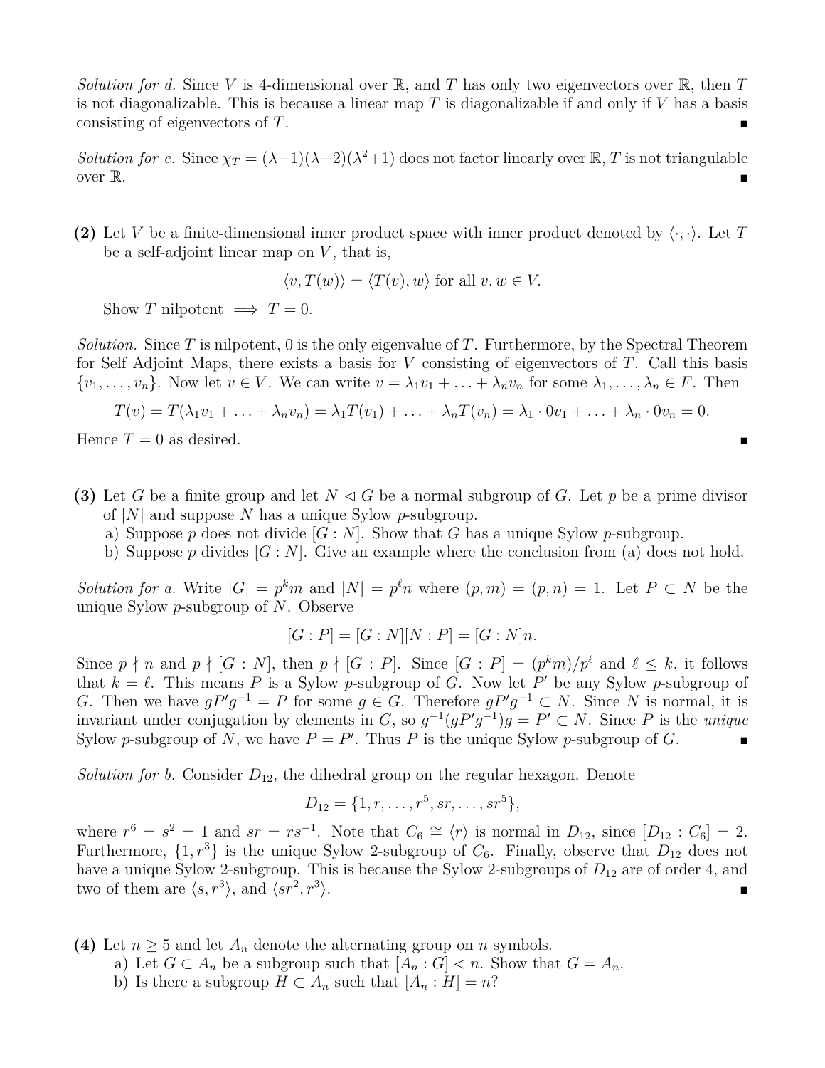*Solution for d.* Since $V$ is 4-dimensional over $\mathbb{R}$, and $T$ has only two eigenvectors over $\mathbb{R}$, then $T$ is not diagonalizable. This is because a linear map $T$ is diagonalizable if and only if $V$ has a basis consisting of eigenvectors of $T$. ∎

*Solution for e.* Since $\chi_T = (\lambda-1)(\lambda-2)(\lambda^2+1)$ does not factor linearly over $\mathbb{R}$, $T$ is not triangulable over $\mathbb{R}$. ∎

**(2)** Let $V$ be a finite-dimensional inner product space with inner product denoted by $\langle \cdot, \cdot \rangle$. Let $T$ be a self-adjoint linear map on $V$, that is,

$$\langle v, T(w) \rangle = \langle T(v), w \rangle \text{ for all } v, w \in V.$$

Show $T$ nilpotent $\implies$ $T = 0$.

*Solution.* Since $T$ is nilpotent, 0 is the only eigenvalue of $T$. Furthermore, by the Spectral Theorem for Self Adjoint Maps, there exists a basis for $V$ consisting of eigenvectors of $T$. Call this basis $\{v_1, \ldots, v_n\}$. Now let $v \in V$. We can write $v = \lambda_1 v_1 + \ldots + \lambda_n v_n$ for some $\lambda_1, \ldots, \lambda_n \in F$. Then

$$T(v) = T(\lambda_1 v_1 + \ldots + \lambda_n v_n) = \lambda_1 T(v_1) + \ldots + \lambda_n T(v_n) = \lambda_1 \cdot 0 v_1 + \ldots + \lambda_n \cdot 0 v_n = 0.$$

Hence $T = 0$ as desired. ∎

**(3)** Let $G$ be a finite group and let $N \lhd G$ be a normal subgroup of $G$. Let $p$ be a prime divisor of $|N|$ and suppose $N$ has a unique Sylow $p$-subgroup.

a) Suppose $p$ does not divide $[G : N]$. Show that $G$ has a unique Sylow $p$-subgroup.

b) Suppose $p$ divides $[G : N]$. Give an example where the conclusion from (a) does not hold.

*Solution for a.* Write $|G| = p^k m$ and $|N| = p^\ell n$ where $(p, m) = (p, n) = 1$. Let $P \subset N$ be the unique Sylow $p$-subgroup of $N$. Observe

$$[G : P] = [G : N][N : P] = [G : N]n.$$

Since $p \nmid n$ and $p \nmid [G : N]$, then $p \nmid [G : P]$. Since $[G : P] = (p^k m)/p^\ell$ and $\ell \leq k$, it follows that $k = \ell$. This means $P$ is a Sylow $p$-subgroup of $G$. Now let $P'$ be any Sylow $p$-subgroup of $G$. Then we have $gP'g^{-1} = P$ for some $g \in G$. Therefore $gP'g^{-1} \subset N$. Since $N$ is normal, it is invariant under conjugation by elements in $G$, so $g^{-1}(gP'g^{-1})g = P' \subset N$. Since $P$ is the *unique* Sylow $p$-subgroup of $N$, we have $P = P'$. Thus $P$ is the unique Sylow $p$-subgroup of $G$. ∎

*Solution for b.* Consider $D_{12}$, the dihedral group on the regular hexagon. Denote

$$D_{12} = \{1, r, \ldots, r^5, sr, \ldots, sr^5\},$$

where $r^6 = s^2 = 1$ and $sr = rs^{-1}$. Note that $C_6 \cong \langle r \rangle$ is normal in $D_{12}$, since $[D_{12} : C_6] = 2$. Furthermore, $\{1, r^3\}$ is the unique Sylow 2-subgroup of $C_6$. Finally, observe that $D_{12}$ does not have a unique Sylow 2-subgroup. This is because the Sylow 2-subgroups of $D_{12}$ are of order 4, and two of them are $\langle s, r^3 \rangle$, and $\langle sr^2, r^3 \rangle$. ∎

**(4)** Let $n \geq 5$ and let $A_n$ denote the alternating group on $n$ symbols.

a) Let $G \subset A_n$ be a subgroup such that $[A_n : G] < n$. Show that $G = A_n$.

b) Is there a subgroup $H \subset A_n$ such that $[A_n : H] = n$?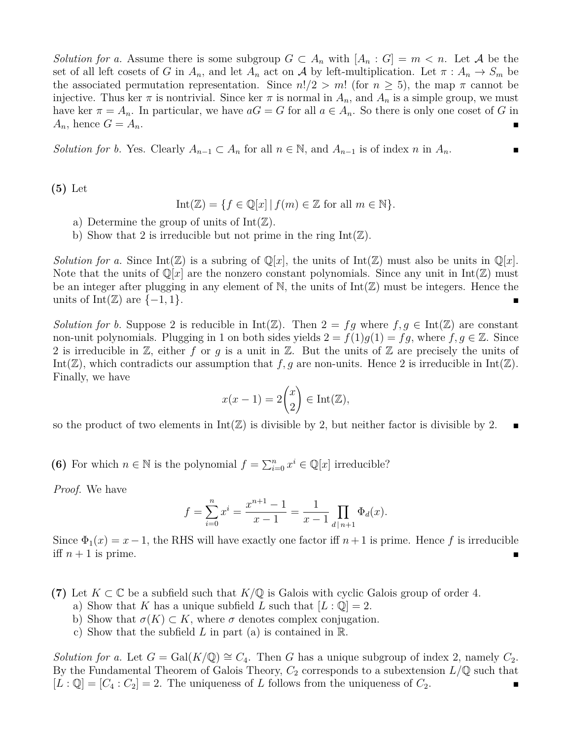*Solution for a.* Assume there is some subgroup $G \subset A_n$ with $[A_n : G] = m < n$. Let $\mathcal{A}$ be the set of all left cosets of $G$ in $A_n$, and let $A_n$ act on $\mathcal{A}$ by left-multiplication. Let $\pi : A_n \to S_m$ be the associated permutation representation. Since $n!/2 > m!$ (for $n \geq 5$), the map $\pi$ cannot be injective. Thus $\ker \pi$ is nontrivial. Since $\ker \pi$ is normal in $A_n$, and $A_n$ is a simple group, we must have $\ker \pi = A_n$. In particular, we have $aG = G$ for all $a \in A_n$. So there is only one coset of $G$ in $A_n$, hence $G = A_n$. ∎

*Solution for b.* Yes. Clearly $A_{n-1} \subset A_n$ for all $n \in \mathbb{N}$, and $A_{n-1}$ is of index $n$ in $A_n$. ∎

**(5)** Let

$$\mathrm{Int}(\mathbb{Z}) = \{f \in \mathbb{Q}[x] \,|\, f(m) \in \mathbb{Z} \text{ for all } m \in \mathbb{N}\}.$$

a) Determine the group of units of $\mathrm{Int}(\mathbb{Z})$.
b) Show that 2 is irreducible but not prime in the ring $\mathrm{Int}(\mathbb{Z})$.

*Solution for a.* Since $\mathrm{Int}(\mathbb{Z})$ is a subring of $\mathbb{Q}[x]$, the units of $\mathrm{Int}(\mathbb{Z})$ must also be units in $\mathbb{Q}[x]$. Note that the units of $\mathbb{Q}[x]$ are the nonzero constant polynomials. Since any unit in $\mathrm{Int}(\mathbb{Z})$ must be an integer after plugging in any element of $\mathbb{N}$, the units of $\mathrm{Int}(\mathbb{Z})$ must be integers. Hence the units of $\mathrm{Int}(\mathbb{Z})$ are $\{-1, 1\}$. ∎

*Solution for b.* Suppose 2 is reducible in $\mathrm{Int}(\mathbb{Z})$. Then $2 = fg$ where $f, g \in \mathrm{Int}(\mathbb{Z})$ are constant non-unit polynomials. Plugging in 1 on both sides yields $2 = f(1)g(1) = fg$, where $f, g \in \mathbb{Z}$. Since 2 is irreducible in $\mathbb{Z}$, either $f$ or $g$ is a unit in $\mathbb{Z}$. But the units of $\mathbb{Z}$ are precisely the units of $\mathrm{Int}(\mathbb{Z})$, which contradicts our assumption that $f, g$ are non-units. Hence 2 is irreducible in $\mathrm{Int}(\mathbb{Z})$. Finally, we have

$$x(x-1) = 2\binom{x}{2} \in \mathrm{Int}(\mathbb{Z}),$$

so the product of two elements in $\mathrm{Int}(\mathbb{Z})$ is divisible by 2, but neither factor is divisible by 2. ∎

**(6)** For which $n \in \mathbb{N}$ is the polynomial $f = \sum_{i=0}^{n} x^i \in \mathbb{Q}[x]$ irreducible?

*Proof.* We have

$$f = \sum_{i=0}^{n} x^i = \frac{x^{n+1} - 1}{x - 1} = \frac{1}{x-1} \prod_{d \,|\, n+1} \Phi_d(x).$$

Since $\Phi_1(x) = x - 1$, the RHS will have exactly one factor iff $n + 1$ is prime. Hence $f$ is irreducible iff $n + 1$ is prime. ∎

**(7)** Let $K \subset \mathbb{C}$ be a subfield such that $K/\mathbb{Q}$ is Galois with cyclic Galois group of order 4.

a) Show that $K$ has a unique subfield $L$ such that $[L : \mathbb{Q}] = 2$.
b) Show that $\sigma(K) \subset K$, where $\sigma$ denotes complex conjugation.
c) Show that the subfield $L$ in part (a) is contained in $\mathbb{R}$.

*Solution for a.* Let $G = \mathrm{Gal}(K/\mathbb{Q}) \cong C_4$. Then $G$ has a unique subgroup of index 2, namely $C_2$. By the Fundamental Theorem of Galois Theory, $C_2$ corresponds to a subextension $L/\mathbb{Q}$ such that $[L : \mathbb{Q}] = [C_4 : C_2] = 2$. The uniqueness of $L$ follows from the uniqueness of $C_2$. ∎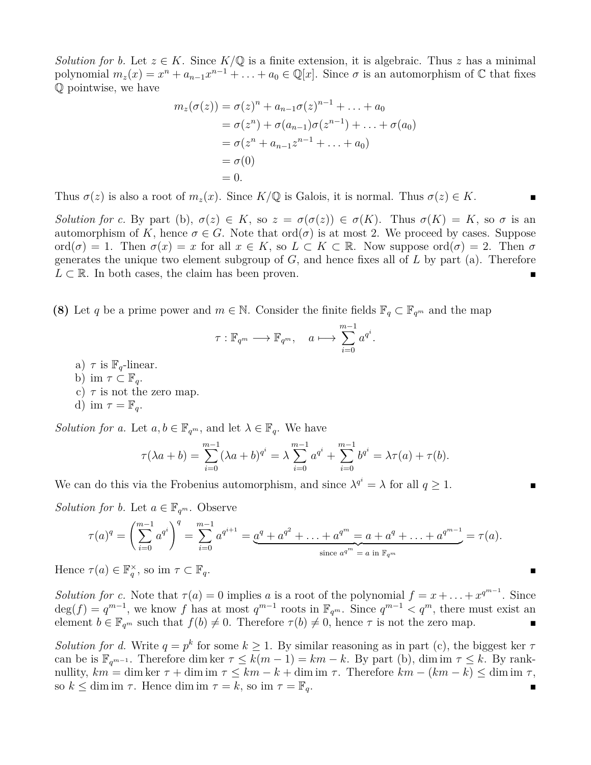*Solution for b.* Let $z \in K$. Since $K/\mathbb{Q}$ is a finite extension, it is algebraic. Thus $z$ has a minimal polynomial $m_z(x) = x^n + a_{n-1}x^{n-1} + \ldots + a_0 \in \mathbb{Q}[x]$. Since $\sigma$ is an automorphism of $\mathbb{C}$ that fixes $\mathbb{Q}$ pointwise, we have

$$\begin{aligned}
m_z(\sigma(z)) &= \sigma(z)^n + a_{n-1}\sigma(z)^{n-1} + \ldots + a_0 \\
&= \sigma(z^n) + \sigma(a_{n-1})\sigma(z^{n-1}) + \ldots + \sigma(a_0) \\
&= \sigma(z^n + a_{n-1}z^{n-1} + \ldots + a_0) \\
&= \sigma(0) \\
&= 0.
\end{aligned}$$

Thus $\sigma(z)$ is also a root of $m_z(x)$. Since $K/\mathbb{Q}$ is Galois, it is normal. Thus $\sigma(z) \in K$. ∎

*Solution for c.* By part (b), $\sigma(z) \in K$, so $z = \sigma(\sigma(z)) \in \sigma(K)$. Thus $\sigma(K) = K$, so $\sigma$ is an automorphism of $K$, hence $\sigma \in G$. Note that $\text{ord}(\sigma)$ is at most 2. We proceed by cases. Suppose $\text{ord}(\sigma) = 1$. Then $\sigma(x) = x$ for all $x \in K$, so $L \subset K \subset \mathbb{R}$. Now suppose $\text{ord}(\sigma) = 2$. Then $\sigma$ generates the unique two element subgroup of $G$, and hence fixes all of $L$ by part (a). Therefore $L \subset \mathbb{R}$. In both cases, the claim has been proven. ∎

**(8)** Let $q$ be a prime power and $m \in \mathbb{N}$. Consider the finite fields $\mathbb{F}_q \subset \mathbb{F}_{q^m}$ and the map

$$\tau : \mathbb{F}_{q^m} \longrightarrow \mathbb{F}_{q^m}, \quad a \longmapsto \sum_{i=0}^{m-1} a^{q^i}.$$

a) $\tau$ is $\mathbb{F}_q$-linear.
b) $\text{im } \tau \subset \mathbb{F}_q$.
c) $\tau$ is not the zero map.
d) $\text{im } \tau = \mathbb{F}_q$.

*Solution for a.* Let $a, b \in \mathbb{F}_{q^m}$, and let $\lambda \in \mathbb{F}_q$. We have

$$\tau(\lambda a + b) = \sum_{i=0}^{m-1} (\lambda a + b)^{q^i} = \lambda \sum_{i=0}^{m-1} a^{q^i} + \sum_{i=0}^{m-1} b^{q^i} = \lambda\tau(a) + \tau(b).$$

We can do this via the Frobenius automorphism, and since $\lambda^{q^i} = \lambda$ for all $q \geq 1$. ∎

*Solution for b.* Let $a \in \mathbb{F}_{q^m}$. Observe

$$\tau(a)^q = \left(\sum_{i=0}^{m-1} a^{q^i}\right)^q = \sum_{i=0}^{m-1} a^{q^{i+1}} = \underbrace{a^q + a^{q^2} + \ldots + a^{q^m} = a + a^q + \ldots + a^{q^{m-1}}}_{\text{since } a^{q^m} = a \text{ in } \mathbb{F}_{q^m}} = \tau(a).$$

Hence $\tau(a) \in \mathbb{F}_q^\times$, so $\text{im } \tau \subset \mathbb{F}_q$. ∎

*Solution for c.* Note that $\tau(a) = 0$ implies $a$ is a root of the polynomial $f = x + \ldots + x^{q^{m-1}}$. Since $\deg(f) = q^{m-1}$, we know $f$ has at most $q^{m-1}$ roots in $\mathbb{F}_{q^m}$. Since $q^{m-1} < q^m$, there must exist an element $b \in \mathbb{F}_{q^m}$ such that $f(b) \neq 0$. Therefore $\tau(b) \neq 0$, hence $\tau$ is not the zero map. ∎

*Solution for d.* Write $q = p^k$ for some $k \geq 1$. By similar reasoning as in part (c), the biggest $\ker \tau$ can be is $\mathbb{F}_{q^{m-1}}$. Therefore $\dim \ker \tau \leq k(m-1) = km - k$. By part (b), $\dim \text{im } \tau \leq k$. By rank-nullity, $km = \dim \ker \tau + \dim \text{im } \tau \leq km - k + \dim \text{im } \tau$. Therefore $km - (km - k) \leq \dim \text{im } \tau$, so $k \leq \dim \text{im } \tau$. Hence $\dim \text{im } \tau = k$, so $\text{im } \tau = \mathbb{F}_q$. ∎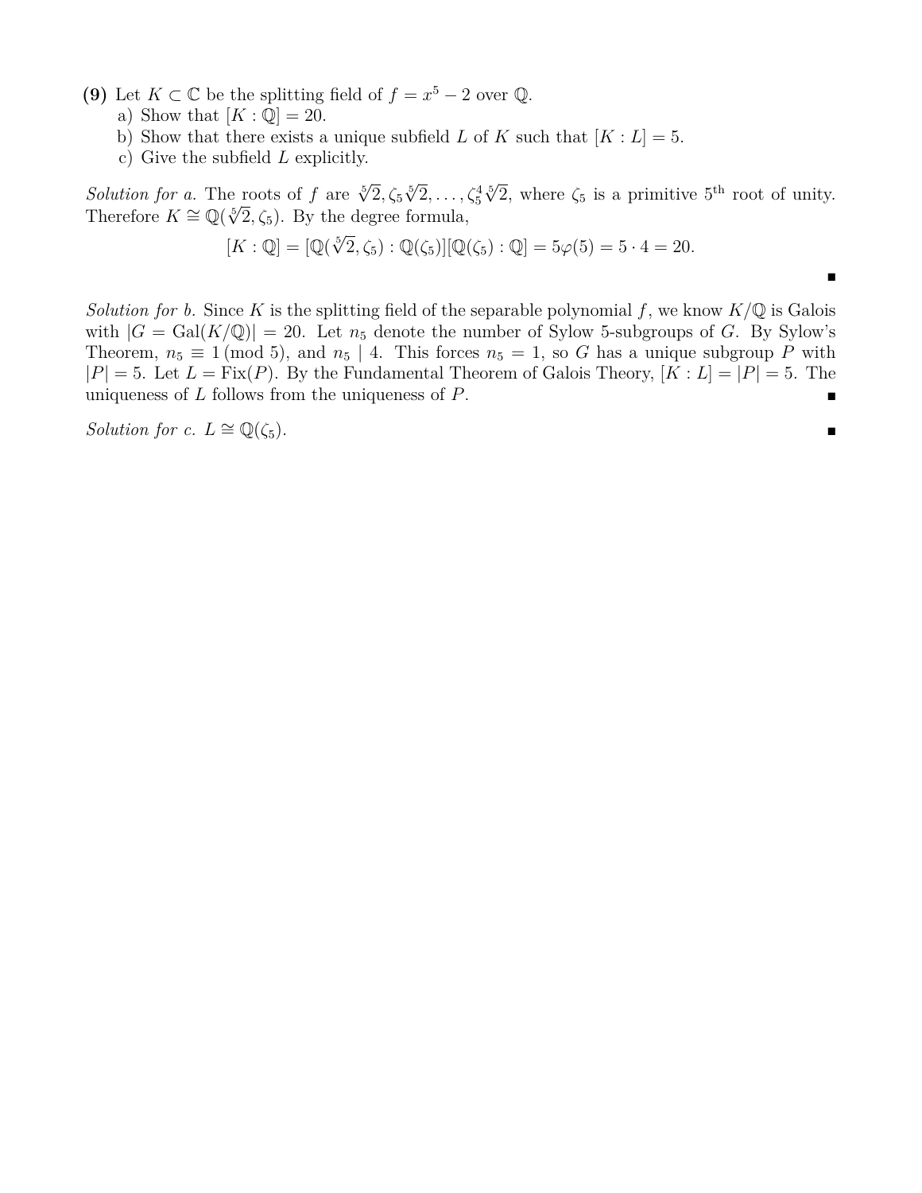**(9)** Let $K \subset \mathbb{C}$ be the splitting field of $f = x^5 - 2$ over $\mathbb{Q}$.

a) Show that $[K : \mathbb{Q}] = 20$.

b) Show that there exists a unique subfield $L$ of $K$ such that $[K : L] = 5$.

c) Give the subfield $L$ explicitly.

*Solution for a.* The roots of $f$ are $\sqrt[5]{2}, \zeta_5 \sqrt[5]{2}, \ldots, \zeta_5^4 \sqrt[5]{2}$, where $\zeta_5$ is a primitive $5^{\text{th}}$ root of unity. Therefore $K \cong \mathbb{Q}(\sqrt[5]{2}, \zeta_5)$. By the degree formula,

$$[K : \mathbb{Q}] = [\mathbb{Q}(\sqrt[5]{2}, \zeta_5) : \mathbb{Q}(\zeta_5)][\mathbb{Q}(\zeta_5) : \mathbb{Q}] = 5\varphi(5) = 5 \cdot 4 = 20.$$

∎

*Solution for b.* Since $K$ is the splitting field of the separable polynomial $f$, we know $K/\mathbb{Q}$ is Galois with $|G = \mathrm{Gal}(K/\mathbb{Q})| = 20$. Let $n_5$ denote the number of Sylow 5-subgroups of $G$. By Sylow's Theorem, $n_5 \equiv 1 \pmod 5$, and $n_5 \mid 4$. This forces $n_5 = 1$, so $G$ has a unique subgroup $P$ with $|P| = 5$. Let $L = \mathrm{Fix}(P)$. By the Fundamental Theorem of Galois Theory, $[K : L] = |P| = 5$. The uniqueness of $L$ follows from the uniqueness of $P$. ∎

*Solution for c.* $L \cong \mathbb{Q}(\zeta_5)$. ∎